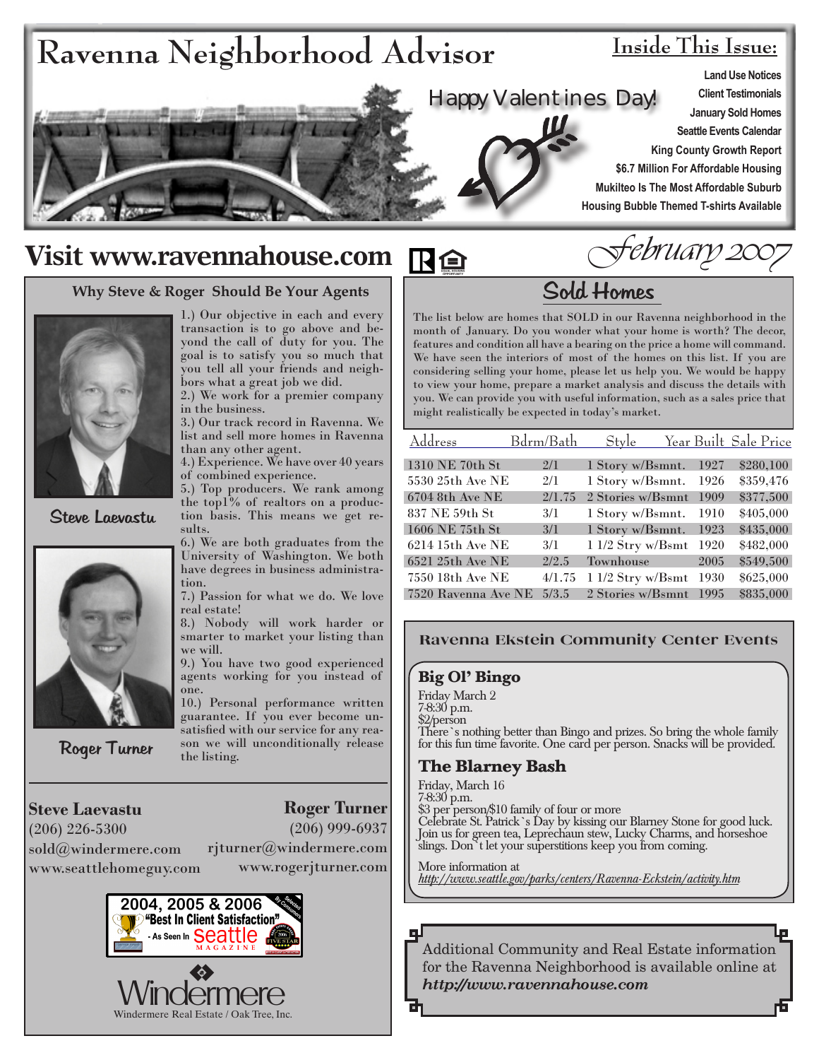# Ravenna Neighborhood Advisor

Happy Valentines Day!

## Inside This Issue:

- Land Use Notices
- Client Testimonials
- January Sold Homes
- Seattle Events Calendar
- King County Growth Report
- $6.7 Million For Affordable Housing
- Mukilteo Is The Most Affordable Suburb
- Housing Bubble Themed T-shirts Available

## Visit www.ravennahouse.com

*February 2007*

### Why Steve & Roger Should Be Your Agents

1.) Our objective in each and every transaction is to go above and beyond the call of duty for you. The goal is to satisfy you so much that you tell all your friends and neighbors what a great job we did.
2.) We work for a premier company in the business.
3.) Our track record in Ravenna. We list and sell more homes in Ravenna than any other agent.
4.) Experience. We have over 40 years of combined experience.
5.) Top producers. We rank among the top1% of realtors on a production basis. This means we get results.
6.) We are both graduates from the University of Washington. We both have degrees in business administration.
7.) Passion for what we do. We love real estate!
8.) Nobody will work harder or smarter to market your listing than we will.
9.) You have two good experienced agents working for you instead of one.
10.) Personal performance written guarantee. If you ever become unsatisfied with our service for any reason we will unconditionally release the listing.

Steve Laevastu

Roger Turner

**Steve Laevastu**
(206) 226-5300
sold@windermere.com
www.seattlehomeguy.com

**Roger Turner**
(206) 999-6937
rjturner@windermere.com
www.rogerjturner.com

2004, 2005 & 2006 "Best In Client Satisfaction" - As Seen In Seattle Magazine

Windermere
Windermere Real Estate / Oak Tree, Inc.

### Sold Homes

The list below are homes that SOLD in our Ravenna neighborhood in the month of January. Do you wonder what your home is worth? The decor, features and condition all have a bearing on the price a home will command. We have seen the interiors of most of the homes on this list. If you are considering selling your home, please let us help you. We would be happy to view your home, prepare a market analysis and discuss the details with you. We can provide you with useful information, such as a sales price that might realistically be expected in today's market.

| Address | Bdrm/Bath | Style | Year Built | Sale Price |
|---|---|---|---|---|
| 1310 NE 70th St | 2/1 | 1 Story w/Bsmnt. | 1927 | $280,100 |
| 5530 25th Ave NE | 2/1 | 1 Story w/Bsmnt. | 1926 | $359,476 |
| 6704 8th Ave NE | 2/1.75 | 2 Stories w/Bsmnt | 1909 | $377,500 |
| 837 NE 59th St | 3/1 | 1 Story w/Bsmnt. | 1910 | $405,000 |
| 1606 NE 75th St | 3/1 | 1 Story w/Bsmnt. | 1923 | $435,000 |
| 6214 15th Ave NE | 3/1 | 1 1/2 Stry w/Bsmt | 1920 | $482,000 |
| 6521 25th Ave NE | 2/2.5 | Townhouse | 2005 | $549,500 |
| 7550 18th Ave NE | 4/1.75 | 1 1/2 Stry w/Bsmt | 1930 | $625,000 |
| 7520 Ravenna Ave NE | 5/3.5 | 2 Stories w/Bsmnt | 1995 | $835,000 |

### Ravenna Ekstein Community Center Events

**Big Ol' Bingo**
Friday March 2
7-8:30 p.m.
$2/person
There`s nothing better than Bingo and prizes. So bring the whole family for this fun time favorite. One card per person. Snacks will be provided.

**The Blarney Bash**
Friday, March 16
7-8:30 p.m.
$3 per person/$10 family of four or more
Celebrate St. Patrick`s Day by kissing our Blarney Stone for good luck. Join us for green tea, Leprechaun stew, Lucky Charms, and horseshoe slings. Don`t let your superstitions keep you from coming.

More information at
*http://www.seattle.gov/parks/centers/Ravenna-Eckstein/activity.htm*

Additional Community and Real Estate information for the Ravenna Neighborhood is available online at ***http://www.ravennahouse.com***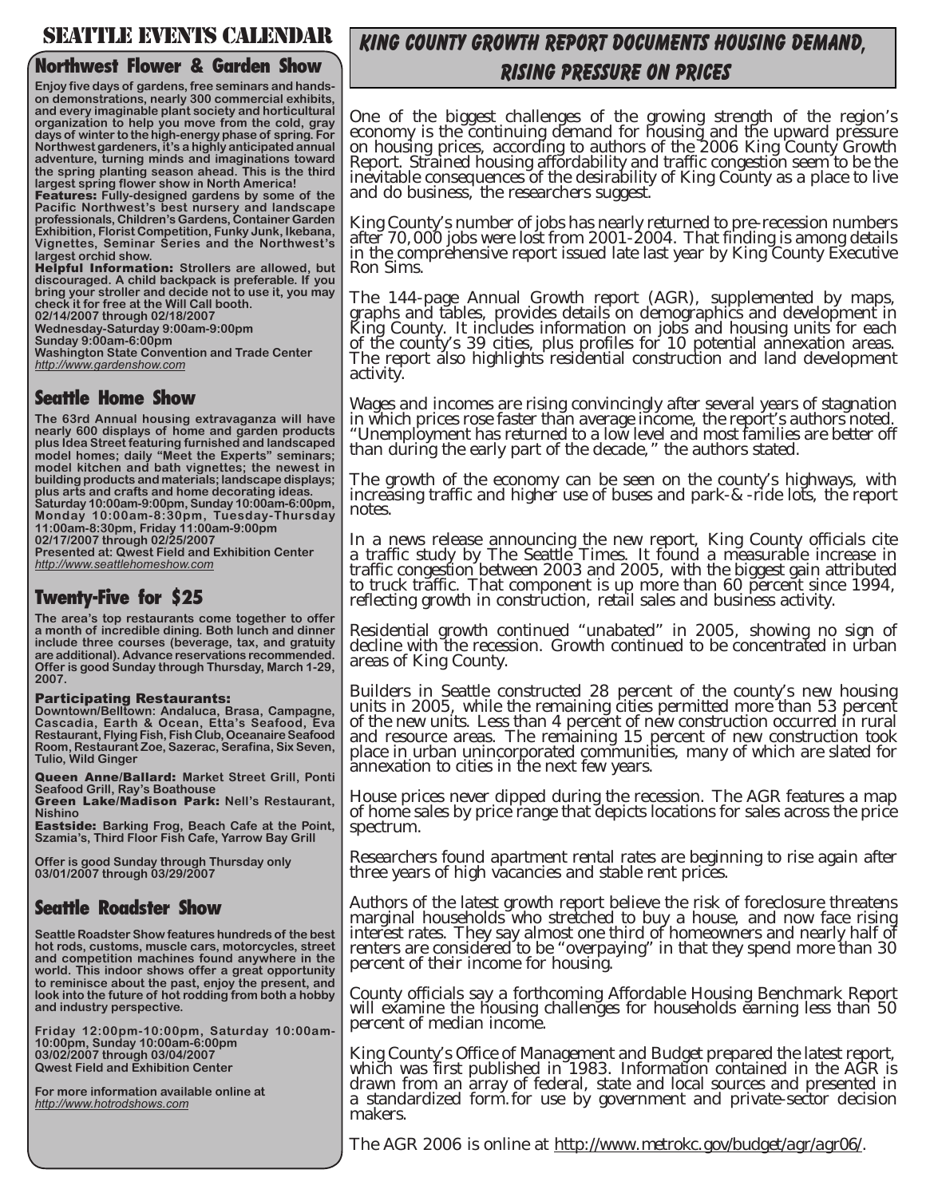# SEATTLE EVENTS CALENDAR

## Northwest Flower & Garden Show

Enjoy five days of gardens, free seminars and hands-on demonstrations, nearly 300 commercial exhibits, and every imaginable plant society and horticultural organization to help you move from the cold, gray days of winter to the high-energy phase of spring. For Northwest gardeners, it's a highly anticipated annual adventure, turning minds and imaginations toward the spring planting season ahead. This is the third largest spring flower show in North America!

**Features:** Fully-designed gardens by some of the Pacific Northwest's best nursery and landscape professionals, Children's Gardens, Container Garden Exhibition, Florist Competition, Funky Junk, Ikebana, Vignettes, Seminar Series and the Northwest's largest orchid show.

**Helpful Information:** Strollers are allowed, but discouraged. A child backpack is preferable. If you bring your stroller and decide not to use it, you may check it for free at the Will Call booth.

02/14/2007 through 02/18/2007
Wednesday-Saturday 9:00am-9:00pm
Sunday 9:00am-6:00pm
Washington State Convention and Trade Center
http://www.gardenshow.com

## Seattle Home Show

The 63rd Annual housing extravaganza will have nearly 600 displays of home and garden products plus Idea Street featuring furnished and landscaped model homes; daily "Meet the Experts" seminars; model kitchen and bath vignettes; the newest in building products and materials; landscape displays; plus arts and crafts and home decorating ideas.
Saturday 10:00am-9:00pm, Sunday 10:00am-6:00pm, Monday 10:00am-8:30pm, Tuesday-Thursday 11:00am-8:30pm, Friday 11:00am-9:00pm
02/17/2007 through 02/25/2007
Presented at: Qwest Field and Exhibition Center
http://www.seattlehomeshow.com

## Twenty-Five for $25

The area's top restaurants come together to offer a month of incredible dining. Both lunch and dinner include three courses (beverage, tax, and gratuity are additional). Advance reservations recommended. Offer is good Sunday through Thursday, March 1-29, 2007.

**Participating Restaurants:**
**Downtown/Belltown:** Andaluca, Brasa, Campagne, Cascadia, Earth & Ocean, Etta's Seafood, Eva Restaurant, Flying Fish, Fish Club, Oceanaire Seafood Room, Restaurant Zoe, Sazerac, Serafina, Six Seven, Tulio, Wild Ginger

**Queen Anne/Ballard:** Market Street Grill, Ponti Seafood Grill, Ray's Boathouse
**Green Lake/Madison Park:** Nell's Restaurant, Nishino
**Eastside:** Barking Frog, Beach Cafe at the Point, Szamia's, Third Floor Fish Cafe, Yarrow Bay Grill

Offer is good Sunday through Thursday only
03/01/2007 through 03/29/2007

## Seattle Roadster Show

Seattle Roadster Show features hundreds of the best hot rods, customs, muscle cars, motorcycles, street and competition machines found anywhere in the world. This indoor shows offer a great opportunity to reminisce about the past, enjoy the present, and look into the future of hot rodding from both a hobby and industry perspective.

Friday 12:00pm-10:00pm, Saturday 10:00am-10:00pm, Sunday 10:00am-6:00pm
03/02/2007 through 03/04/2007
Qwest Field and Exhibition Center

For more information available online at
http://www.hotrodshows.com

# KING COUNTY GROWTH REPORT DOCUMENTS HOUSING DEMAND, RISING PRESSURE ON PRICES

One of the biggest challenges of the growing strength of the region's economy is the continuing demand for housing and the upward pressure on housing prices, according to authors of the 2006 King County Growth Report. Strained housing affordability and traffic congestion seem to be the inevitable consequences of the desirability of King County as a place to live and do business, the researchers suggest.

King County's number of jobs has nearly returned to pre-recession numbers after 70,000 jobs were lost from 2001-2004. That finding is among details in the comprehensive report issued late last year by King County Executive Ron Sims.

The 144-page Annual Growth report (AGR), supplemented by maps, graphs and tables, provides details on demographics and development in King County. It includes information on jobs and housing units for each of the county's 39 cities, plus profiles for 10 potential annexation areas. The report also highlights residential construction and land development activity.

Wages and incomes are rising convincingly after several years of stagnation in which prices rose faster than average income, the report's authors noted. "Unemployment has returned to a low level and most families are better off than during the early part of the decade," the authors stated.

The growth of the economy can be seen on the county's highways, with increasing traffic and higher use of buses and park-&-ride lots, the report notes.

In a news release announcing the new report, King County officials cite a traffic study by The Seattle Times. It found a measurable increase in traffic congestion between 2003 and 2005, with the biggest gain attributed to truck traffic. That component is up more than 60 percent since 1994, reflecting growth in construction, retail sales and business activity.

Residential growth continued "unabated" in 2005, showing no sign of decline with the recession. Growth continued to be concentrated in urban areas of King County.

Builders in Seattle constructed 28 percent of the county's new housing units in 2005, while the remaining cities permitted more than 53 percent of the new units. Less than 4 percent of new construction occurred in rural and resource areas. The remaining 15 percent of new construction took place in urban unincorporated communities, many of which are slated for annexation to cities in the next few years.

House prices never dipped during the recession. The AGR features a map of home sales by price range that depicts locations for sales across the price spectrum.

Researchers found apartment rental rates are beginning to rise again after three years of high vacancies and stable rent prices.

Authors of the latest growth report believe the risk of foreclosure threatens marginal households who stretched to buy a house, and now face rising interest rates. They say almost one third of homeowners and nearly half of renters are considered to be "overpaying" in that they spend more than 30 percent of their income for housing.

County officials say a forthcoming Affordable Housing Benchmark Report will examine the housing challenges for households earning less than 50 percent of median income.

King County's Office of Management and Budget prepared the latest report, which was first published in 1983. Information contained in the AGR is drawn from an array of federal, state and local sources and presented in a standardized form.for use by government and private-sector decision makers.

The AGR 2006 is online at http://www.metrokc.gov/budget/agr/agr06/.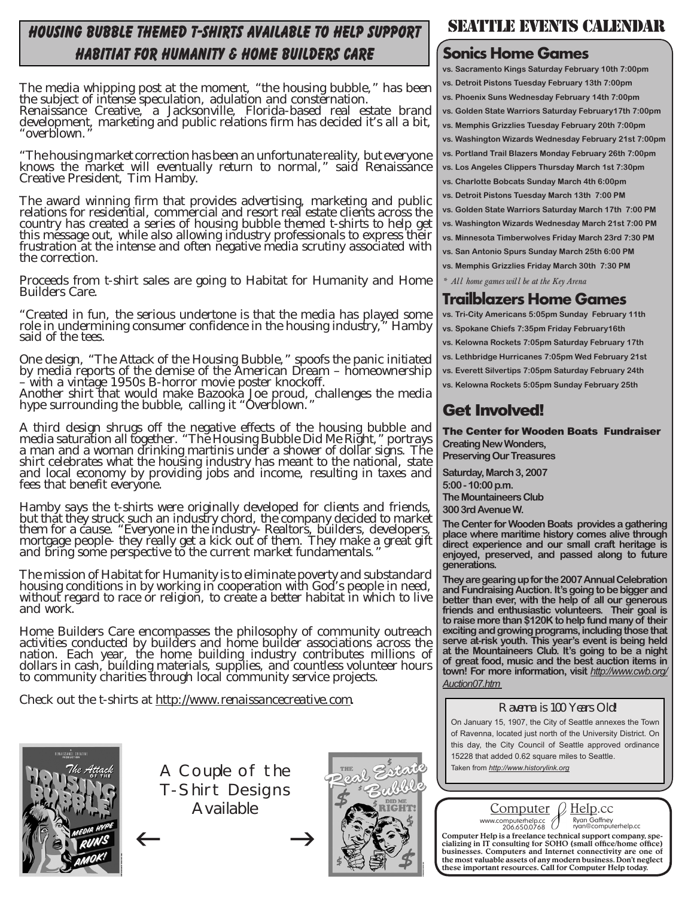## Housing Bubble Themed T-Shirts Available to Help Support Habitiat for Humanity & Home Builders Care

The media whipping post at the moment, "the housing bubble," has been the subject of intense speculation, adulation and consternation. Renaissance Creative, a Jacksonville, Florida-based real estate brand development, marketing and public relations firm has decided it's all a bit, "overblown."

"The housing market correction has been an unfortunate reality, but everyone knows the market will eventually return to normal," said Renaissance Creative President, Tim Hamby.

The award winning firm that provides advertising, marketing and public relations for residential, commercial and resort real estate clients across the country has created a series of housing bubble themed t-shirts to help get this message out, while also allowing industry professionals to express their frustration at the intense and often negative media scrutiny associated with the correction.

Proceeds from t-shirt sales are going to Habitat for Humanity and Home Builders Care.

"Created in fun, the serious undertone is that the media has played some role in undermining consumer confidence in the housing industry," Hamby said of the tees.

One design, "The Attack of the Housing Bubble," spoofs the panic initiated by media reports of the demise of the American Dream – homeownership – with a vintage 1950s B-horror movie poster knockoff.
Another shirt that would make Bazooka Joe proud, challenges the media hype surrounding the bubble, calling it "Overblown."

A third design shrugs off the negative effects of the housing bubble and media saturation all together. "The Housing Bubble Did Me Right," portrays a man and a woman drinking martinis under a shower of dollar signs. The shirt celebrates what the housing industry has meant to the national, state and local economy by providing jobs and income, resulting in taxes and fees that benefit everyone.

Hamby says the t-shirts were originally developed for clients and friends, but that they struck such an industry chord, the company decided to market them for a cause. "Everyone in the industry- Realtors, builders, developers, mortgage people- they really get a kick out of them. They make a great gift and bring some perspective to the current market fundamentals."

The mission of Habitat for Humanity is to eliminate poverty and substandard housing conditions in by working in cooperation with God's people in need, without regard to race or religion, to create a better habitat in which to live and work.

Home Builders Care encompasses the philosophy of community outreach activities conducted by builders and home builder associations across the nation. Each year, the home building industry contributes millions of dollars in cash, building materials, supplies, and countless volunteer hours to community charities through local community service projects.

Check out the t-shirts at http://www.renaissancecreative.com.

A Couple of the T-Shirt Designs Available

← →

# Seattle Events Calendar

## Sonics Home Games

- vs. Sacramento Kings Saturday February 10th 7:00pm
- vs. Detroit Pistons Tuesday February 13th 7:00pm
- vs. Phoenix Suns Wednesday February 14th 7:00pm
- vs. Golden State Warriors Saturday February17th 7:00pm
- vs. Memphis Grizzlies Tuesday February 20th 7:00pm
- vs. Washington Wizards Wednesday February 21st 7:00pm
- vs. Portland Trail Blazers Monday February 26th 7:00pm
- vs. Los Angeles Clippers Thursday March 1st 7:30pm
- vs. Charlotte Bobcats Sunday March 4th 6:00pm
- vs. Detroit Pistons Tuesday March 13th 7:00 PM
- vs. Golden State Warriors Saturday March 17th 7:00 PM
- vs. Washington Wizards Wednesday March 21st 7:00 PM
- vs. Minnesota Timberwolves Friday March 23rd 7:30 PM
- vs. San Antonio Spurs Sunday March 25th 6:00 PM
- vs. Memphis Grizzlies Friday March 30th 7:30 PM

*\* All home games will be at the Key Arena*

## Trailblazers Home Games

- vs. Tri-City Americans 5:05pm Sunday February 11th
- vs. Spokane Chiefs 7:35pm Friday February16th
- vs. Kelowna Rockets 7:05pm Saturday February 17th
- vs. Lethbridge Hurricanes 7:05pm Wed February 21st
- vs. Everett Silvertips 7:05pm Saturday February 24th
- vs. Kelowna Rockets 5:05pm Sunday February 25th

## Get Involved!

### The Center for Wooden Boats Fundraiser

**Creating New Wonders, Preserving Our Treasures**

**Saturday, March 3, 2007**
**5:00 - 10:00 p.m.**
**The Mountaineers Club**
**300 3rd Avenue W.**

The Center for Wooden Boats provides a gathering place where maritime history comes alive through direct experience and our small craft heritage is enjoyed, preserved, and passed along to future generations.

They are gearing up for the 2007 Annual Celebration and Fundraising Auction. It's going to be bigger and better than ever, with the help of all our generous friends and enthusiastic volunteers. Their goal is to raise more than $120K to help fund many of their exciting and growing programs, including those that serve at-risk youth. This year's event is being held at the Mountaineers Club. It's going to be a night of great food, music and the best auction items in town! For more information, visit http://www.cwb.org/Auction07.htm

### Ravenna is 100 Years Old!

On January 15, 1907, the City of Seattle annexes the Town of Ravenna, located just north of the University District. On this day, the City Council of Seattle approved ordinance 15228 that added 0.62 square miles to Seattle.
Taken from *http://www.historylink.org*

Computer Help.cc
www.computerhelp.cc 206.650.0768
Ryan Gaffney ryan@computerhelp.cc

**Computer Help is a freelance technical support company, specializing in IT consulting for SOHO (small office/home office) businesses. Computers and Internet connectivity are one of the most valuable assets of any modern business. Don't neglect these important resources. Call for Computer Help today.**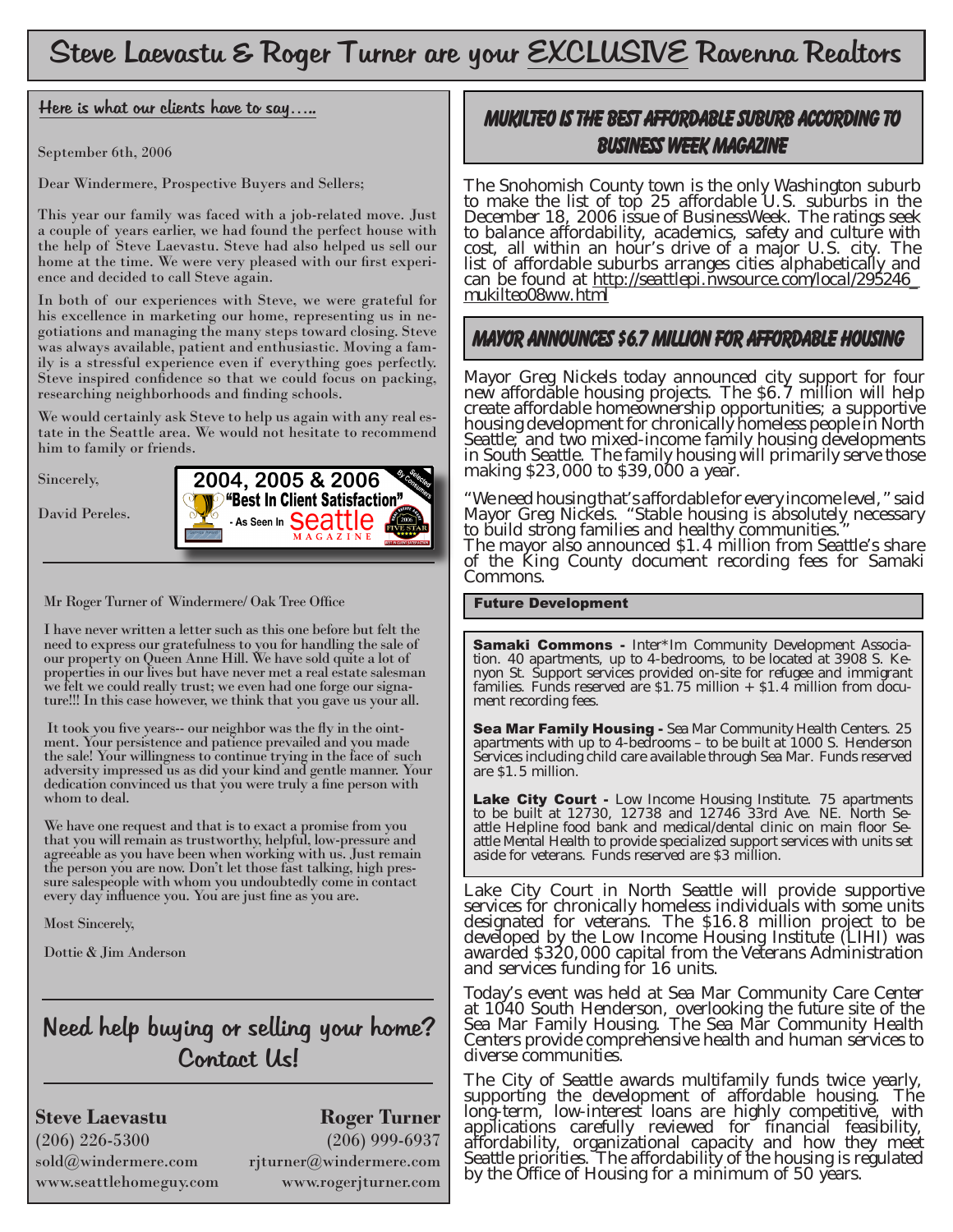# Steve Laevastu & Roger Turner are your EXCLUSIVE Ravenna Realtors

## Here is what our clients have to say…..

September 6th, 2006

Dear Windermere, Prospective Buyers and Sellers;

This year our family was faced with a job-related move. Just a couple of years earlier, we had found the perfect house with the help of Steve Laevastu. Steve had also helped us sell our home at the time. We were very pleased with our first experience and decided to call Steve again.

In both of our experiences with Steve, we were grateful for his excellence in marketing our home, representing us in negotiations and managing the many steps toward closing. Steve was always available, patient and enthusiastic. Moving a family is a stressful experience even if everything goes perfectly. Steve inspired confidence so that we could focus on packing, researching neighborhoods and finding schools.

We would certainly ask Steve to help us again with any real estate in the Seattle area. We would not hesitate to recommend him to family or friends.

Sincerely,

David Pereles.

2004, 2005 & 2006 "Best In Client Satisfaction" - As Seen In Seattle Magazine

Selected By Consumers

FIVE STAR 2006

Mr Roger Turner of Windermere/ Oak Tree Office

I have never written a letter such as this one before but felt the need to express our gratefulness to you for handling the sale of our property on Queen Anne Hill. We have sold quite a lot of properties in our lives but have never met a real estate salesman we felt we could really trust; we even had one forge our signature!!! In this case however, we think that you gave us your all.

It took you five years-- our neighbor was the fly in the ointment. Your persistence and patience prevailed and you made the sale! Your willingness to continue trying in the face of such adversity impressed us as did your kind and gentle manner. Your dedication convinced us that you were truly a fine person with whom to deal.

We have one request and that is to exact a promise from you that you will remain as trustworthy, helpful, low-pressure and agreeable as you have been when working with us. Just remain the person you are now. Don't let those fast talking, high pressure salespeople with whom you undoubtedly come in contact every day influence you. You are just fine as you are.

Most Sincerely,

Dottie & Jim Anderson

## Need help buying or selling your home? Contact Us!

**Steve Laevastu**
(206) 226-5300
sold@windermere.com
www.seattlehomeguy.com

**Roger Turner**
(206) 999-6937
rjturner@windermere.com
www.rogerjturner.com

## MUKILTEO IS THE BEST AFFORDABLE SUBURB ACCORDING TO BUSINESS WEEK MAGAZINE

The Snohomish County town is the only Washington suburb to make the list of top 25 affordable U.S. suburbs in the December 18, 2006 issue of BusinessWeek. The ratings seek to balance affordability, academics, safety and culture with cost, all within an hour's drive of a major U.S. city. The list of affordable suburbs arranges cities alphabetically and can be found at http://seattlepi.nwsource.com/local/295246_mukilteo08ww.html

## MAYOR ANNOUNCES $6.7 MILLION FOR AFFORDABLE HOUSING

Mayor Greg Nickels today announced city support for four new affordable housing projects. The $6.7 million will help create affordable homeownership opportunities; a supportive housing development for chronically homeless people in North Seattle; and two mixed-income family housing developments in South Seattle. The family housing will primarily serve those making $23,000 to $39,000 a year.

"We need housing that's affordable for every income level," said Mayor Greg Nickels. "Stable housing is absolutely necessary to build strong families and healthy communities."
The mayor also announced $1.4 million from Seattle's share of the King County document recording fees for Samaki Commons.

### Future Development

**Samaki Commons -** Inter*Im Community Development Association. 40 apartments, up to 4-bedrooms, to be located at 3908 S. Kenyon St. Support services provided on-site for refugee and immigrant families. Funds reserved are $1.75 million + $1.4 million from document recording fees.

**Sea Mar Family Housing -** Sea Mar Community Health Centers. 25 apartments with up to 4-bedrooms – to be built at 1000 S. Henderson Services including child care available through Sea Mar. Funds reserved are $1.5 million.

**Lake City Court -** Low Income Housing Institute. 75 apartments to be built at 12730, 12738 and 12746 33rd Ave. NE. North Seattle Helpline food bank and medical/dental clinic on main floor Seattle Mental Health to provide specialized support services with units set aside for veterans. Funds reserved are $3 million.

Lake City Court in North Seattle will provide supportive services for chronically homeless individuals with some units designated for veterans. The $16.8 million project to be developed by the Low Income Housing Institute (LIHI) was awarded $320,000 capital from the Veterans Administration and services funding for 16 units.

Today's event was held at Sea Mar Community Care Center at 1040 South Henderson, overlooking the future site of the Sea Mar Family Housing. The Sea Mar Community Health Centers provide comprehensive health and human services to diverse communities.

The City of Seattle awards multifamily funds twice yearly, supporting the development of affordable housing. The long-term, low-interest loans are highly competitive, with applications carefully reviewed for financial feasibility, affordability, organizational capacity and how they meet Seattle priorities. The affordability of the housing is regulated by the Office of Housing for a minimum of 50 years.